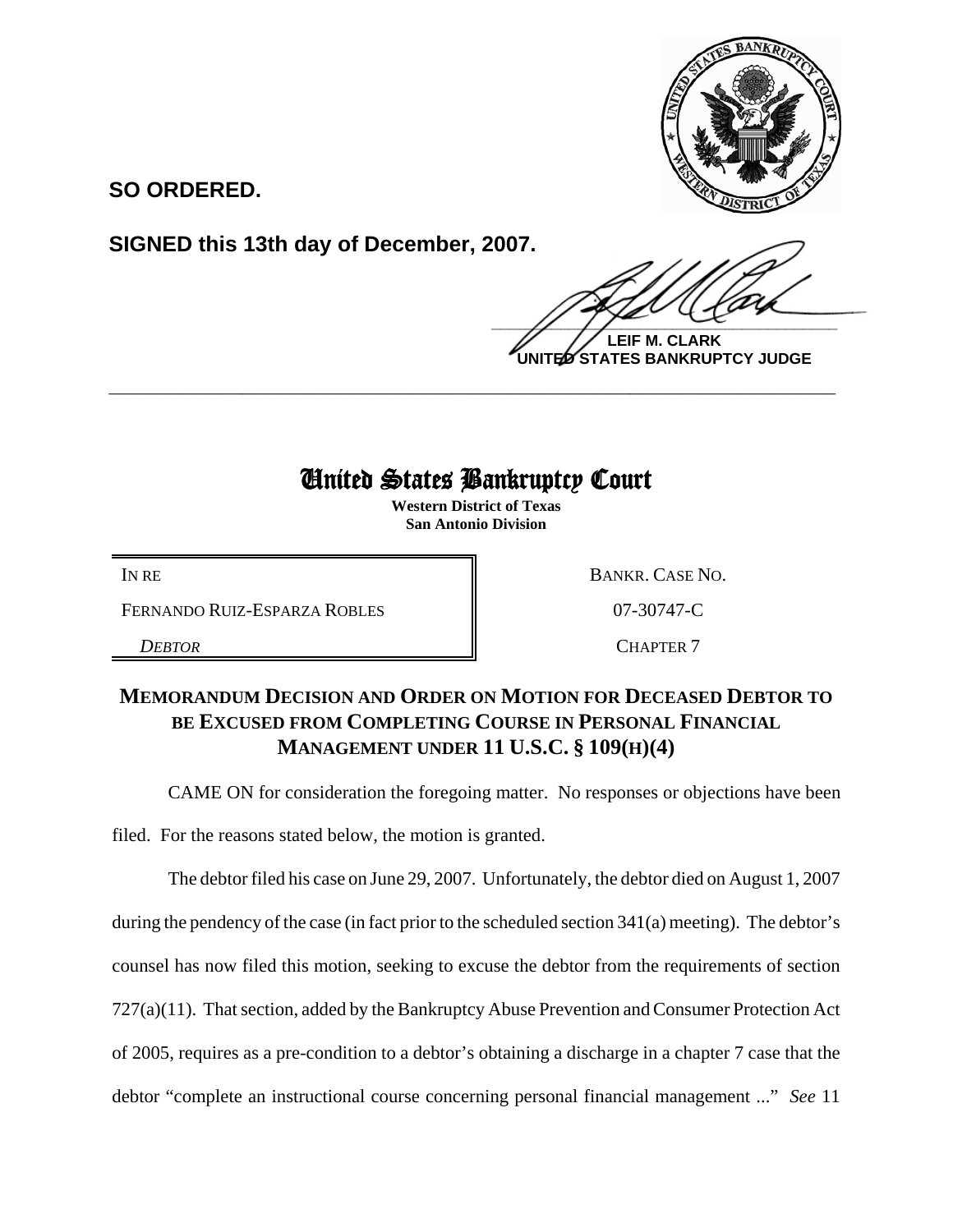**SO ORDERED.**

**SIGNED this 13th day of December, 2007.**

**LEIF M. CLARK**
**UNITED STATES BANKRUPTCY JUDGE**

---

# United States Bankruptcy Court

**Western District of Texas**
**San Antonio Division**

| | |
|---|---|
| IN RE | BANKR. CASE NO. |
| FERNANDO RUIZ-ESPARZA ROBLES | 07-30747-C |
| *DEBTOR* | CHAPTER 7 |

## MEMORANDUM DECISION AND ORDER ON MOTION FOR DECEASED DEBTOR TO BE EXCUSED FROM COMPLETING COURSE IN PERSONAL FINANCIAL MANAGEMENT UNDER 11 U.S.C. § 109(H)(4)

CAME ON for consideration the foregoing matter. No responses or objections have been filed. For the reasons stated below, the motion is granted.

The debtor filed his case on June 29, 2007. Unfortunately, the debtor died on August 1, 2007 during the pendency of the case (in fact prior to the scheduled section 341(a) meeting). The debtor's counsel has now filed this motion, seeking to excuse the debtor from the requirements of section 727(a)(11). That section, added by the Bankruptcy Abuse Prevention and Consumer Protection Act of 2005, requires as a pre-condition to a debtor's obtaining a discharge in a chapter 7 case that the debtor "complete an instructional course concerning personal financial management ..." *See* 11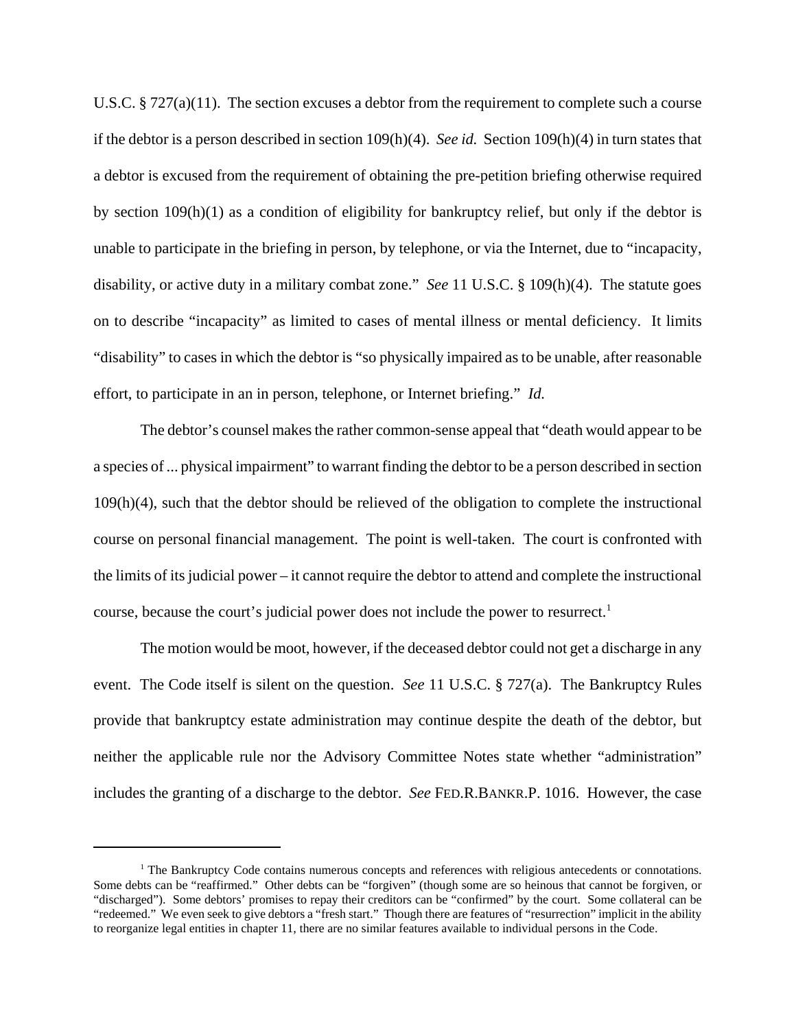U.S.C. § 727(a)(11). The section excuses a debtor from the requirement to complete such a course if the debtor is a person described in section 109(h)(4). *See id.* Section 109(h)(4) in turn states that a debtor is excused from the requirement of obtaining the pre-petition briefing otherwise required by section 109(h)(1) as a condition of eligibility for bankruptcy relief, but only if the debtor is unable to participate in the briefing in person, by telephone, or via the Internet, due to "incapacity, disability, or active duty in a military combat zone." *See* 11 U.S.C. § 109(h)(4). The statute goes on to describe "incapacity" as limited to cases of mental illness or mental deficiency. It limits "disability" to cases in which the debtor is "so physically impaired as to be unable, after reasonable effort, to participate in an in person, telephone, or Internet briefing." *Id.*

The debtor's counsel makes the rather common-sense appeal that "death would appear to be a species of ... physical impairment" to warrant finding the debtor to be a person described in section 109(h)(4), such that the debtor should be relieved of the obligation to complete the instructional course on personal financial management. The point is well-taken. The court is confronted with the limits of its judicial power – it cannot require the debtor to attend and complete the instructional course, because the court's judicial power does not include the power to resurrect.[1]

The motion would be moot, however, if the deceased debtor could not get a discharge in any event. The Code itself is silent on the question. *See* 11 U.S.C. § 727(a). The Bankruptcy Rules provide that bankruptcy estate administration may continue despite the death of the debtor, but neither the applicable rule nor the Advisory Committee Notes state whether "administration" includes the granting of a discharge to the debtor. *See* FED.R.BANKR.P. 1016. However, the case

---

[1] The Bankruptcy Code contains numerous concepts and references with religious antecedents or connotations. Some debts can be "reaffirmed." Other debts can be "forgiven" (though some are so heinous that cannot be forgiven, or "discharged"). Some debtors' promises to repay their creditors can be "confirmed" by the court. Some collateral can be "redeemed." We even seek to give debtors a "fresh start." Though there are features of "resurrection" implicit in the ability to reorganize legal entities in chapter 11, there are no similar features available to individual persons in the Code.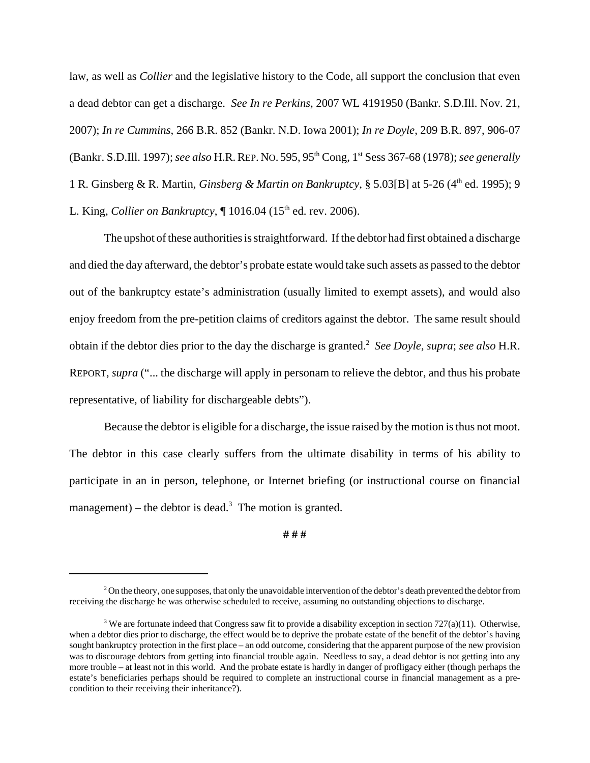law, as well as *Collier* and the legislative history to the Code, all support the conclusion that even a dead debtor can get a discharge. *See In re Perkins*, 2007 WL 4191950 (Bankr. S.D.Ill. Nov. 21, 2007); *In re Cummins*, 266 B.R. 852 (Bankr. N.D. Iowa 2001); *In re Doyle*, 209 B.R. 897, 906-07 (Bankr. S.D.Ill. 1997); *see also* H.R. REP. NO. 595, 95th Cong, 1st Sess 367-68 (1978); *see generally* 1 R. Ginsberg & R. Martin, *Ginsberg & Martin on Bankruptcy*, § 5.03[B] at 5-26 (4th ed. 1995); 9 L. King, *Collier on Bankruptcy*, ¶ 1016.04 (15th ed. rev. 2006).

The upshot of these authorities is straightforward. If the debtor had first obtained a discharge and died the day afterward, the debtor's probate estate would take such assets as passed to the debtor out of the bankruptcy estate's administration (usually limited to exempt assets), and would also enjoy freedom from the pre-petition claims of creditors against the debtor. The same result should obtain if the debtor dies prior to the day the discharge is granted.[2] *See Doyle, supra*; *see also* H.R. REPORT, *supra* ("... the discharge will apply in personam to relieve the debtor, and thus his probate representative, of liability for dischargeable debts").

Because the debtor is eligible for a discharge, the issue raised by the motion is thus not moot. The debtor in this case clearly suffers from the ultimate disability in terms of his ability to participate in an in person, telephone, or Internet briefing (or instructional course on financial management) – the debtor is dead.[3] The motion is granted.

# # #

---

[2] On the theory, one supposes, that only the unavoidable intervention of the debtor's death prevented the debtor from receiving the discharge he was otherwise scheduled to receive, assuming no outstanding objections to discharge.

[3] We are fortunate indeed that Congress saw fit to provide a disability exception in section 727(a)(11). Otherwise, when a debtor dies prior to discharge, the effect would be to deprive the probate estate of the benefit of the debtor's having sought bankruptcy protection in the first place – an odd outcome, considering that the apparent purpose of the new provision was to discourage debtors from getting into financial trouble again. Needless to say, a dead debtor is not getting into any more trouble – at least not in this world. And the probate estate is hardly in danger of profligacy either (though perhaps the estate's beneficiaries perhaps should be required to complete an instructional course in financial management as a pre-condition to their receiving their inheritance?).